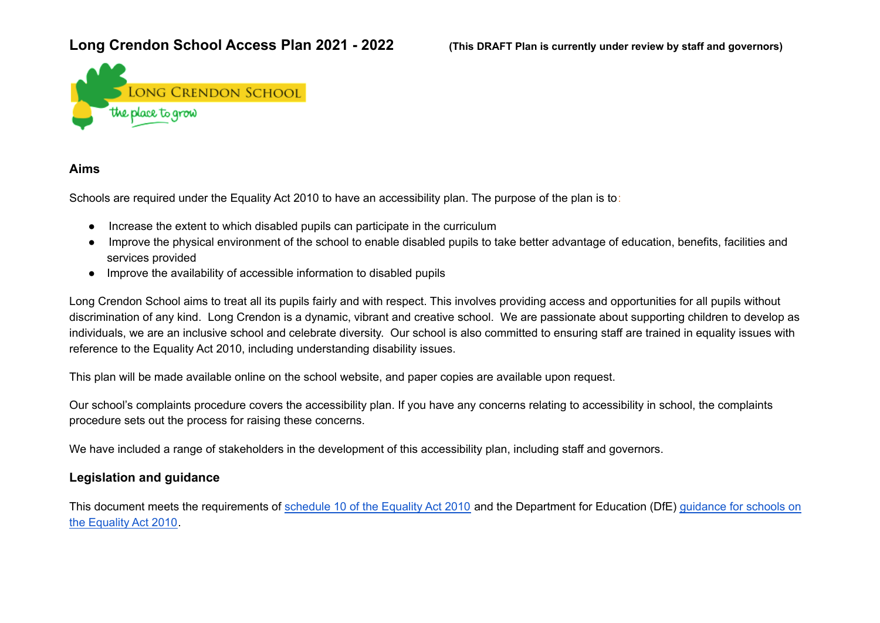# Long Crendon School Access Plan 2021 - 2022

**(This DRAFT Plan is currently under review by staff and governors)**

## Aims

Schools are required under the Equality Act 2010 to have an accessibility plan. The purpose of the plan is to:

- Increase the extent to which disabled pupils can participate in the curriculum
- Improve the physical environment of the school to enable disabled pupils to take better advantage of education, benefits, facilities and services provided
- Improve the availability of accessible information to disabled pupils

Long Crendon School aims to treat all its pupils fairly and with respect. This involves providing access and opportunities for all pupils without discrimination of any kind. Long Crendon is a dynamic, vibrant and creative school. We are passionate about supporting children to develop as individuals, we are an inclusive school and celebrate diversity. Our school is also committed to ensuring staff are trained in equality issues with reference to the Equality Act 2010, including understanding disability issues.

This plan will be made available online on the school website, and paper copies are available upon request.

Our school's complaints procedure covers the accessibility plan. If you have any concerns relating to accessibility in school, the complaints procedure sets out the process for raising these concerns.

We have included a range of stakeholders in the development of this accessibility plan, including staff and governors.

## Legislation and guidance

This document meets the requirements of schedule 10 of the Equality Act 2010 and the Department for Education (DfE) guidance for schools on the Equality Act 2010.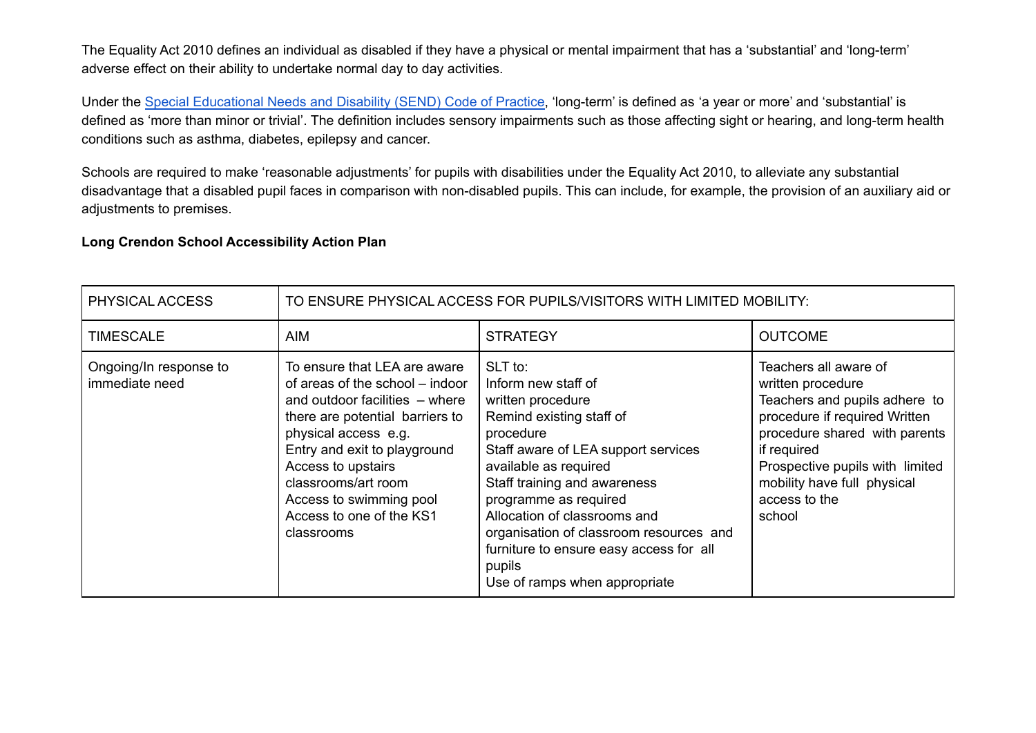The Equality Act 2010 defines an individual as disabled if they have a physical or mental impairment that has a 'substantial' and 'long-term' adverse effect on their ability to undertake normal day to day activities.

Under the [Special Educational Needs and Disability (SEND) Code of Practice](), 'long-term' is defined as 'a year or more' and 'substantial' is defined as 'more than minor or trivial'. The definition includes sensory impairments such as those affecting sight or hearing, and long-term health conditions such as asthma, diabetes, epilepsy and cancer.

Schools are required to make 'reasonable adjustments' for pupils with disabilities under the Equality Act 2010, to alleviate any substantial disadvantage that a disabled pupil faces in comparison with non-disabled pupils. This can include, for example, the provision of an auxiliary aid or adjustments to premises.

**Long Crendon School Accessibility Action Plan**

| PHYSICAL ACCESS | TO ENSURE PHYSICAL ACCESS FOR PUPILS/VISITORS WITH LIMITED MOBILITY: | | |
|---|---|---|---|
| TIMESCALE | AIM | STRATEGY | OUTCOME |
| Ongoing/In response to immediate need | To ensure that LEA are aware of areas of the school – indoor and outdoor facilities – where there are potential barriers to physical access e.g.<br>Entry and exit to playground<br>Access to upstairs classrooms/art room<br>Access to swimming pool<br>Access to one of the KS1 classrooms | SLT to:<br>Inform new staff of written procedure<br>Remind existing staff of procedure<br>Staff aware of LEA support services available as required<br>Staff training and awareness programme as required<br>Allocation of classrooms and organisation of classroom resources and furniture to ensure easy access for all pupils<br>Use of ramps when appropriate | Teachers all aware of written procedure<br>Teachers and pupils adhere to procedure if required Written procedure shared with parents if required<br>Prospective pupils with limited mobility have full physical access to the school |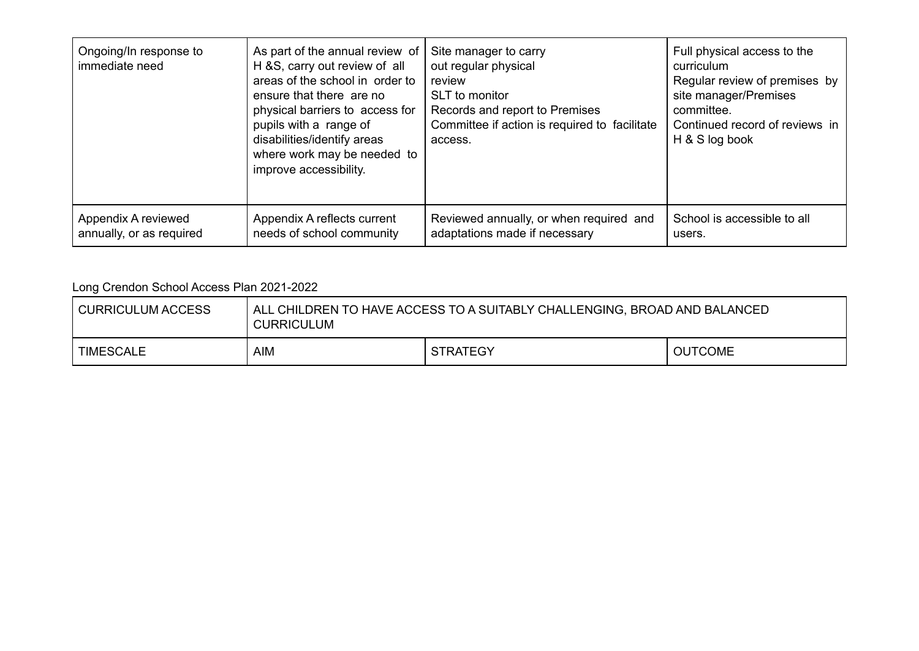| | | | |
|---|---|---|---|
| Ongoing/In response to immediate need | As part of the annual review of H &S, carry out review of all areas of the school in order to ensure that there are no physical barriers to access for pupils with a range of disabilities/identify areas where work may be needed to improve accessibility. | Site manager to carry out regular physical review<br>SLT to monitor<br>Records and report to Premises Committee if action is required to facilitate access. | Full physical access to the curriculum<br>Regular review of premises by site manager/Premises committee.<br>Continued record of reviews in H & S log book |
| Appendix A reviewed annually, or as required | Appendix A reflects current needs of school community | Reviewed annually, or when required and adaptations made if necessary | School is accessible to all users. |

Long Crendon School Access Plan 2021-2022

| CURRICULUM ACCESS | ALL CHILDREN TO HAVE ACCESS TO A SUITABLY CHALLENGING, BROAD AND BALANCED CURRICULUM | | |
|---|---|---|---|
| TIMESCALE | AIM | STRATEGY | OUTCOME |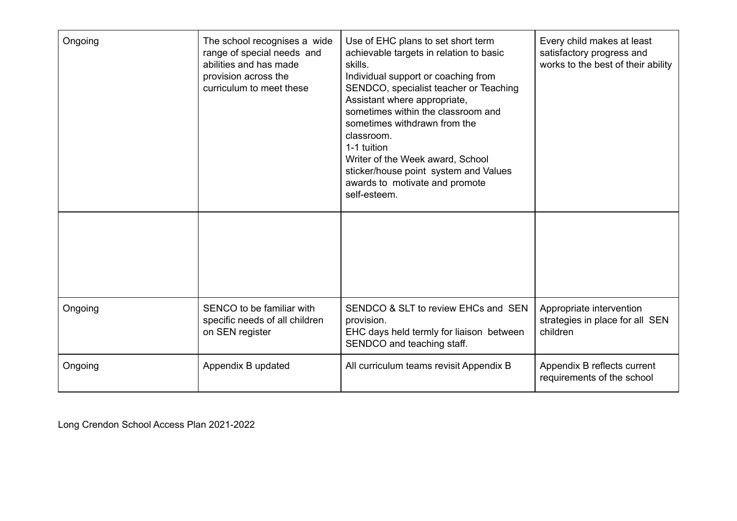| | | | |
|---|---|---|---|
| Ongoing | The school recognises a wide range of special needs and abilities and has made provision across the curriculum to meet these | Use of EHC plans to set short term achievable targets in relation to basic skills.<br>Individual support or coaching from SENDCO, specialist teacher or Teaching Assistant where appropriate, sometimes within the classroom and sometimes withdrawn from the classroom.<br>1-1 tuition<br>Writer of the Week award, School sticker/house point system and Values awards to motivate and promote self-esteem. | Every child makes at least satisfactory progress and works to the best of their ability |
| | | | |
| Ongoing | SENCO to be familiar with specific needs of all children on SEN register | SENDCO & SLT to review EHCs and SEN provision.<br>EHC days held termly for liaison between SENDCO and teaching staff. | Appropriate intervention strategies in place for all SEN children |
| Ongoing | Appendix B updated | All curriculum teams revisit Appendix B | Appendix B reflects current requirements of the school |

Long Crendon School Access Plan 2021-2022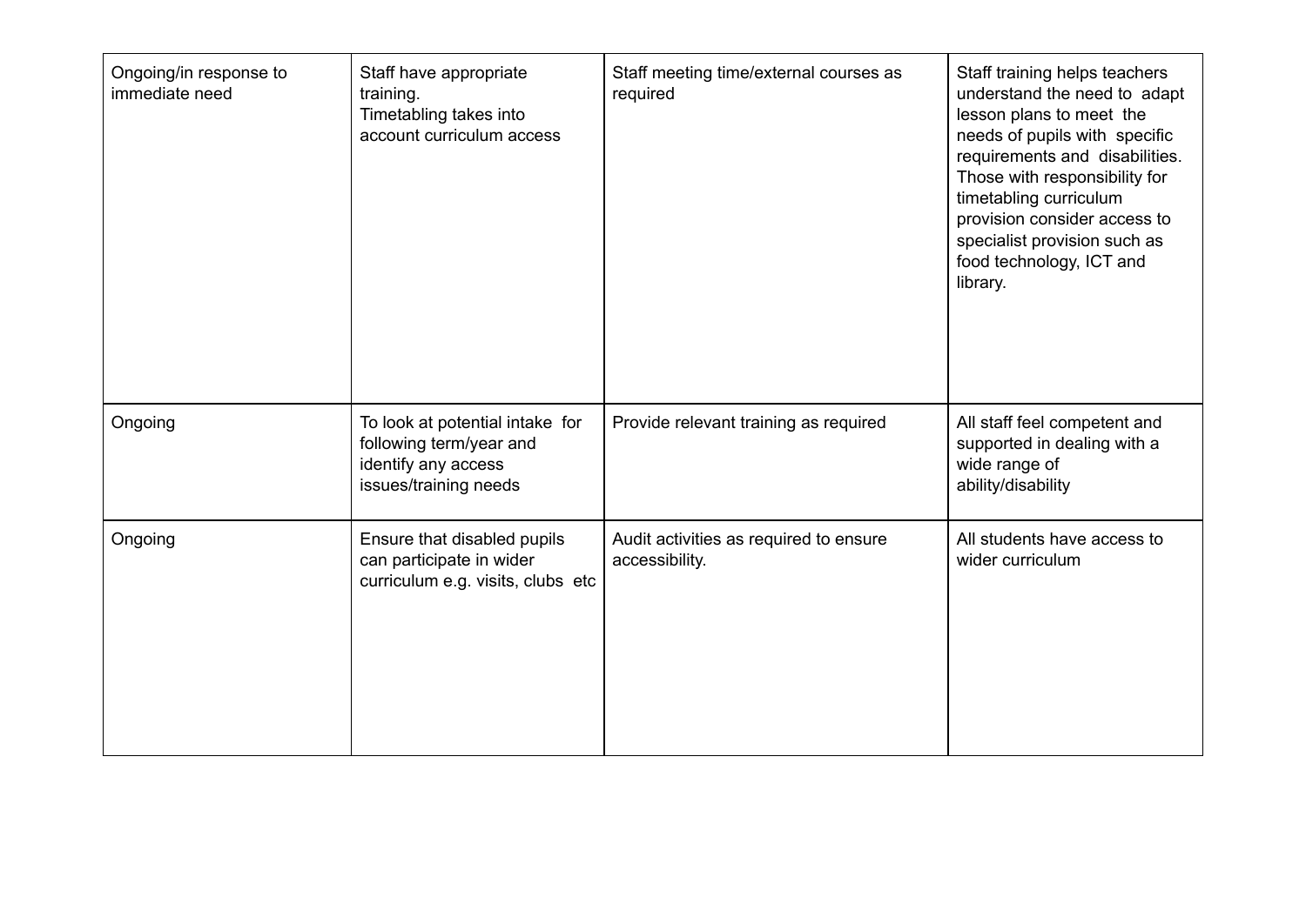| | | | |
|---|---|---|---|
| Ongoing/in response to immediate need | Staff have appropriate training.<br>Timetabling takes into account curriculum access | Staff meeting time/external courses as required | Staff training helps teachers understand the need to adapt lesson plans to meet the needs of pupils with specific requirements and disabilities. Those with responsibility for timetabling curriculum provision consider access to specialist provision such as food technology, ICT and library. |
| Ongoing | To look at potential intake for following term/year and identify any access issues/training needs | Provide relevant training as required | All staff feel competent and supported in dealing with a wide range of ability/disability |
| Ongoing | Ensure that disabled pupils can participate in wider curriculum e.g. visits, clubs etc | Audit activities as required to ensure accessibility. | All students have access to wider curriculum |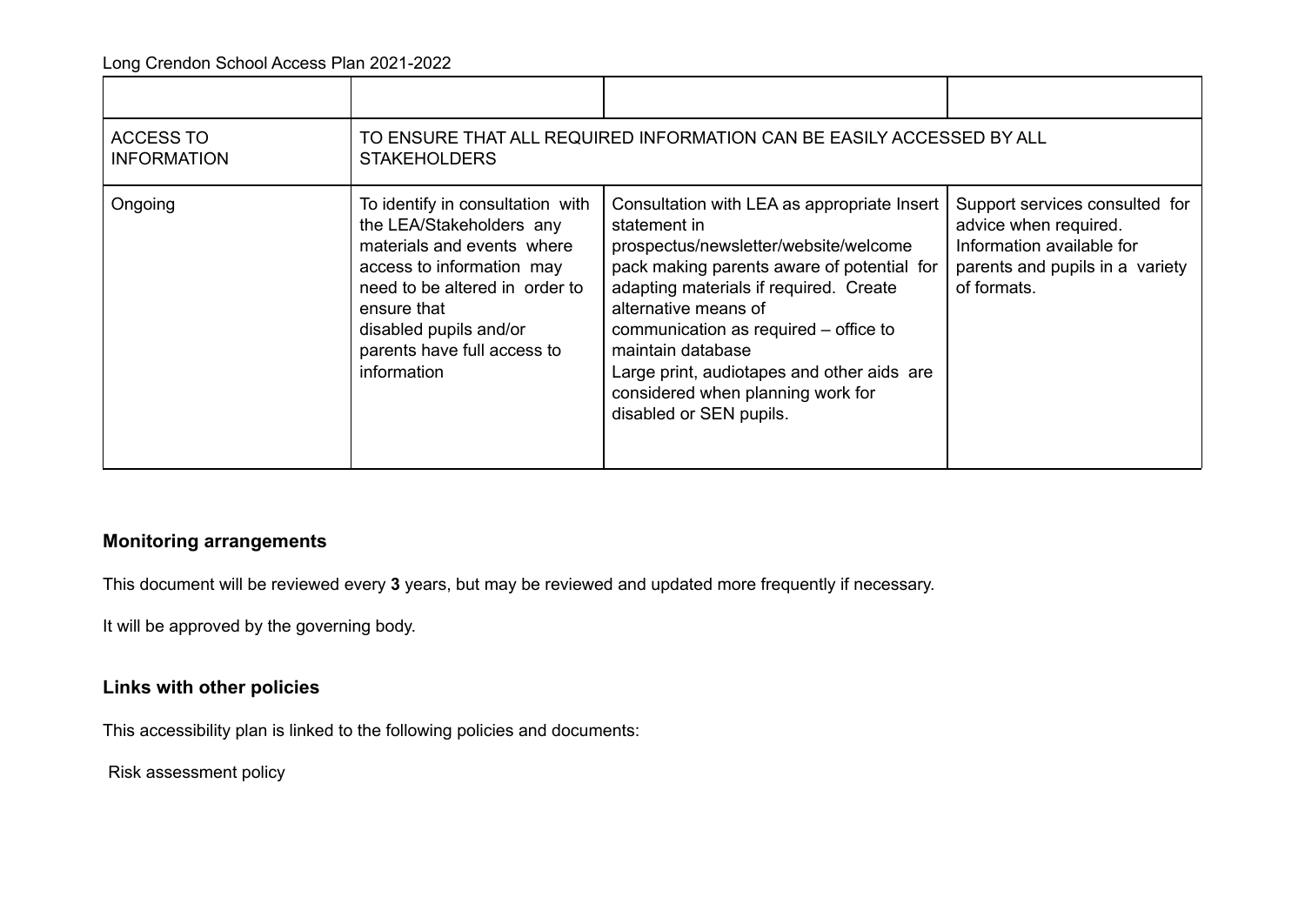Long Crendon School Access Plan 2021-2022

| | | | |
|---|---|---|---|
| ACCESS TO INFORMATION | TO ENSURE THAT ALL REQUIRED INFORMATION CAN BE EASILY ACCESSED BY ALL STAKEHOLDERS | | |
| Ongoing | To identify in consultation with the LEA/Stakeholders any materials and events where access to information may need to be altered in order to ensure that disabled pupils and/or parents have full access to information | Consultation with LEA as appropriate Insert statement in prospectus/newsletter/website/welcome pack making parents aware of potential for adapting materials if required. Create alternative means of communication as required – office to maintain database Large print, audiotapes and other aids are considered when planning work for disabled or SEN pupils. | Support services consulted for advice when required. Information available for parents and pupils in a variety of formats. |

## Monitoring arrangements

This document will be reviewed every **3** years, but may be reviewed and updated more frequently if necessary.

It will be approved by the governing body.

## Links with other policies

This accessibility plan is linked to the following policies and documents:

Risk assessment policy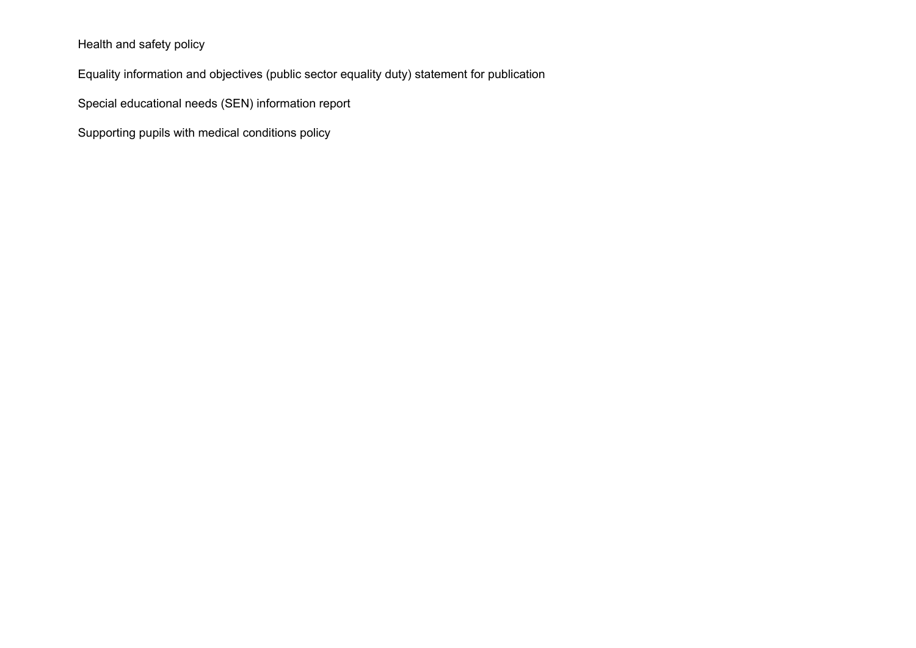Health and safety policy

Equality information and objectives (public sector equality duty) statement for publication

Special educational needs (SEN) information report

Supporting pupils with medical conditions policy